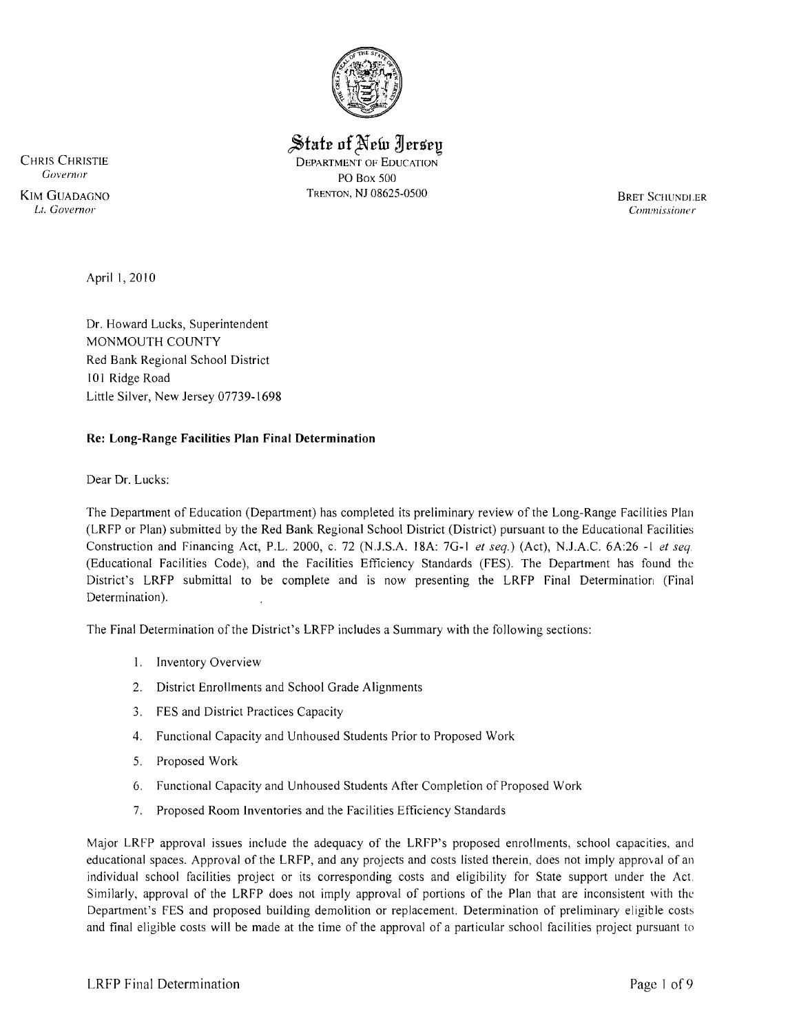**State of New Jersey**
DEPARTMENT OF EDUCATION
PO BOX 500
TRENTON, NJ 08625-0500

CHRIS CHRISTIE
*Governor*

KIM GUADAGNO
*Lt. Governor*

BRET SCHUNDLER
*Commissioner*

April 1, 2010

Dr. Howard Lucks, Superintendent
MONMOUTH COUNTY
Red Bank Regional School District
101 Ridge Road
Little Silver, New Jersey 07739-1698

**Re: Long-Range Facilities Plan Final Determination**

Dear Dr. Lucks:

The Department of Education (Department) has completed its preliminary review of the Long-Range Facilities Plan (LRFP or Plan) submitted by the Red Bank Regional School District (District) pursuant to the Educational Facilities Construction and Financing Act, P.L. 2000, c. 72 (N.J.S.A. 18A: 7G-1 *et seq.*) (Act), N.J.A.C. 6A:26 -1 *et seq.* (Educational Facilities Code), and the Facilities Efficiency Standards (FES). The Department has found the District's LRFP submittal to be complete and is now presenting the LRFP Final Determination (Final Determination).

The Final Determination of the District's LRFP includes a Summary with the following sections:

1. Inventory Overview
2. District Enrollments and School Grade Alignments
3. FES and District Practices Capacity
4. Functional Capacity and Unhoused Students Prior to Proposed Work
5. Proposed Work
6. Functional Capacity and Unhoused Students After Completion of Proposed Work
7. Proposed Room Inventories and the Facilities Efficiency Standards

Major LRFP approval issues include the adequacy of the LRFP's proposed enrollments, school capacities, and educational spaces. Approval of the LRFP, and any projects and costs listed therein, does not imply approval of an individual school facilities project or its corresponding costs and eligibility for State support under the Act. Similarly, approval of the LRFP does not imply approval of portions of the Plan that are inconsistent with the Department's FES and proposed building demolition or replacement. Determination of preliminary eligible costs and final eligible costs will be made at the time of the approval of a particular school facilities project pursuant to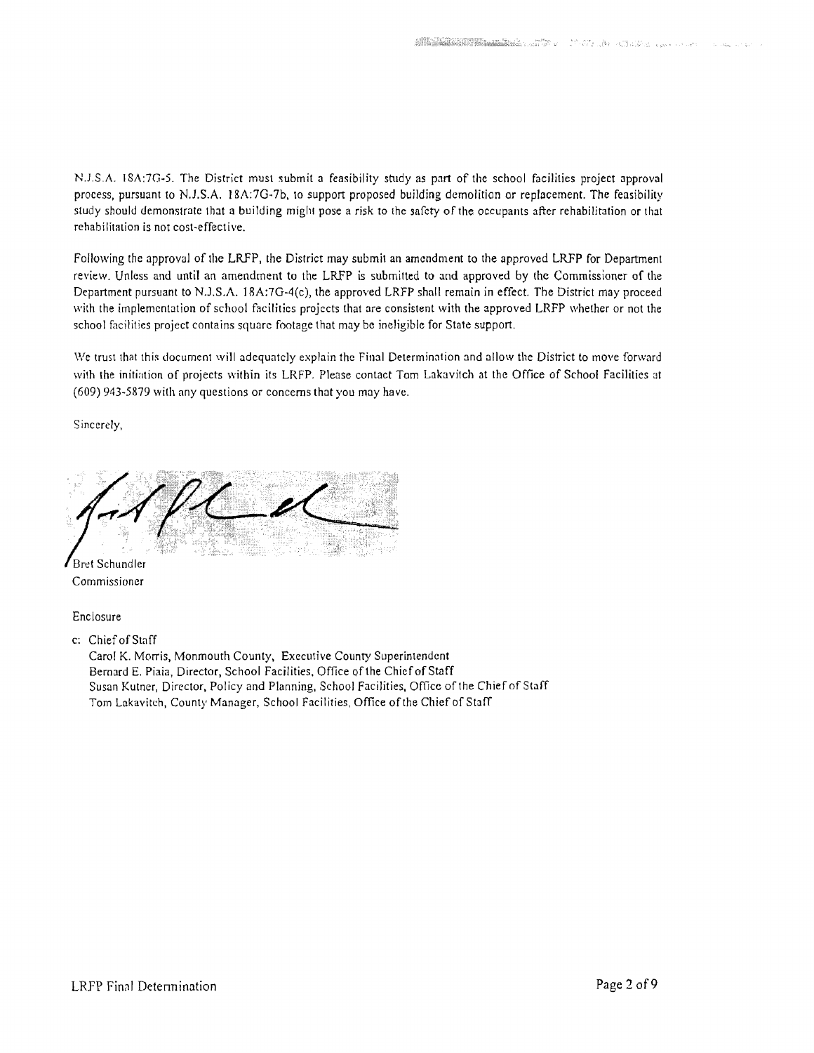N.J.S.A. 18A:7G-5. The District must submit a feasibility study as part of the school facilities project approval process, pursuant to N.J.S.A. 18A:7G-7b, to support proposed building demolition or replacement. The feasibility study should demonstrate that a building might pose a risk to the safety of the occupants after rehabilitation or that rehabilitation is not cost-effective.

Following the approval of the LRFP, the District may submit an amendment to the approved LRFP for Department review. Unless and until an amendment to the LRFP is submitted to and approved by the Commissioner of the Department pursuant to N.J.S.A. 18A:7G-4(c), the approved LRFP shall remain in effect. The District may proceed with the implementation of school facilities projects that are consistent with the approved LRFP whether or not the school facilities project contains square footage that may be ineligible for State support.

We trust that this document will adequately explain the Final Determination and allow the District to move forward with the initiation of projects within its LRFP. Please contact Tom Lakavitch at the Office of School Facilities at (609) 943-5879 with any questions or concerns that you may have.

Sincerely,

Bret Schundler
Commissioner

Enclosure

c: Chief of Staff
Carol K. Morris, Monmouth County, Executive County Superintendent
Bernard E. Piaia, Director, School Facilities, Office of the Chief of Staff
Susan Kutner, Director, Policy and Planning, School Facilities, Office of the Chief of Staff
Tom Lakavitch, County Manager, School Facilities, Office of the Chief of Staff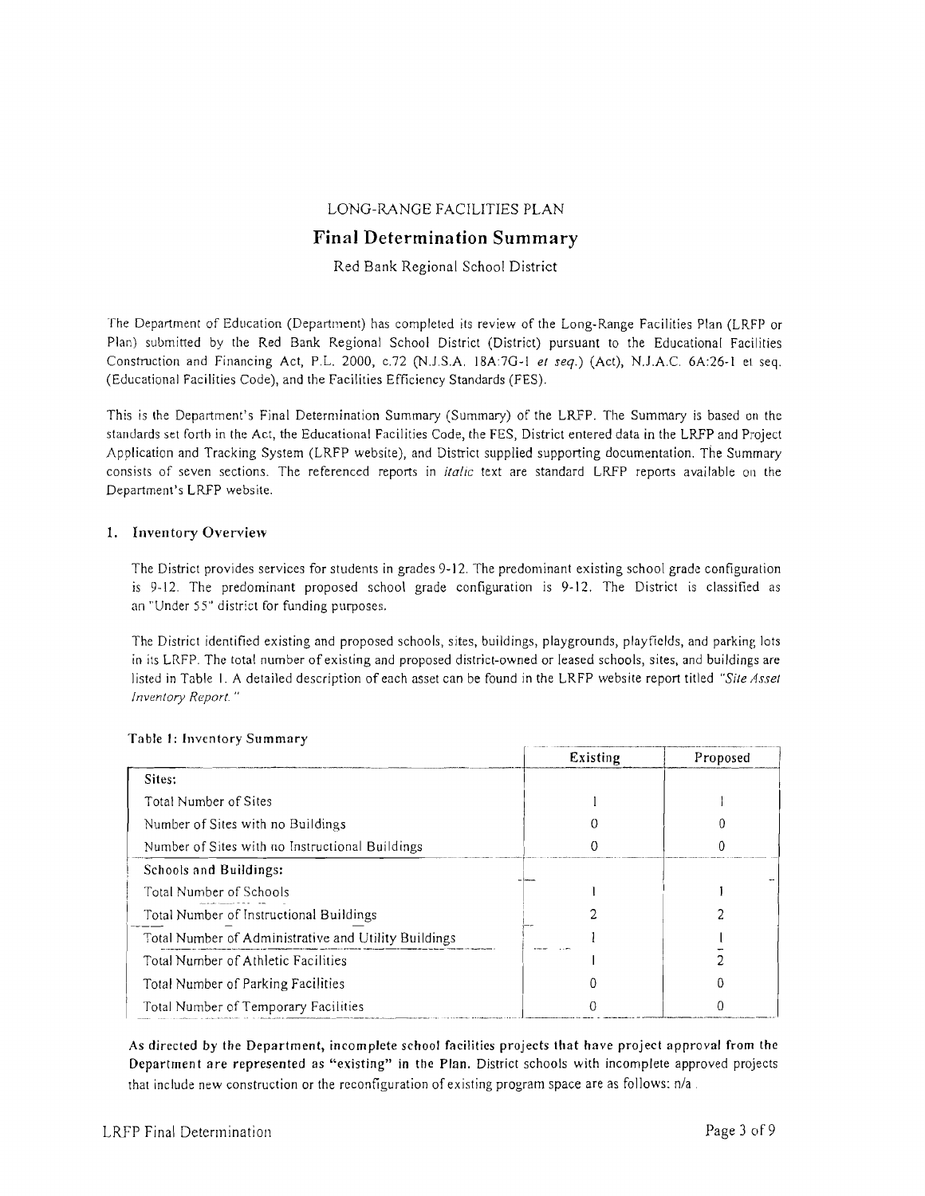LONG-RANGE FACILITIES PLAN

# Final Determination Summary

Red Bank Regional School District

The Department of Education (Department) has completed its review of the Long-Range Facilities Plan (LRFP or Plan) submitted by the Red Bank Regional School District (District) pursuant to the Educational Facilities Construction and Financing Act, P.L. 2000, c.72 (N.J.S.A. 18A:7G-1 *et seq.*) (Act), N.J.A.C. 6A:26-1 et seq. (Educational Facilities Code), and the Facilities Efficiency Standards (FES).

This is the Department's Final Determination Summary (Summary) of the LRFP. The Summary is based on the standards set forth in the Act, the Educational Facilities Code, the FES, District entered data in the LRFP and Project Application and Tracking System (LRFP website), and District supplied supporting documentation. The Summary consists of seven sections. The referenced reports in *italic* text are standard LRFP reports available on the Department's LRFP website.

## 1. Inventory Overview

The District provides services for students in grades 9-12. The predominant existing school grade configuration is 9-12. The predominant proposed school grade configuration is 9-12. The District is classified as an "Under 55" district for funding purposes.

The District identified existing and proposed schools, sites, buildings, playgrounds, playfields, and parking lots in its LRFP. The total number of existing and proposed district-owned or leased schools, sites, and buildings are listed in Table 1. A detailed description of each asset can be found in the LRFP website report titled *"Site Asset Inventory Report."*

**Table 1: Inventory Summary**

| | Existing | Proposed |
|---|---|---|
| **Sites:** | | |
| Total Number of Sites | 1 | 1 |
| Number of Sites with no Buildings | 0 | 0 |
| Number of Sites with no Instructional Buildings | 0 | 0 |
| **Schools and Buildings:** | | |
| Total Number of Schools | 1 | 1 |
| Total Number of Instructional Buildings | 2 | 2 |
| Total Number of Administrative and Utility Buildings | 1 | 1 |
| Total Number of Athletic Facilities | 1 | 2 |
| Total Number of Parking Facilities | 0 | 0 |
| Total Number of Temporary Facilities | 0 | 0 |

**As directed by the Department, incomplete school facilities projects that have project approval from the Department are represented as "existing" in the Plan.** District schools with incomplete approved projects that include new construction or the reconfiguration of existing program space are as follows: n/a.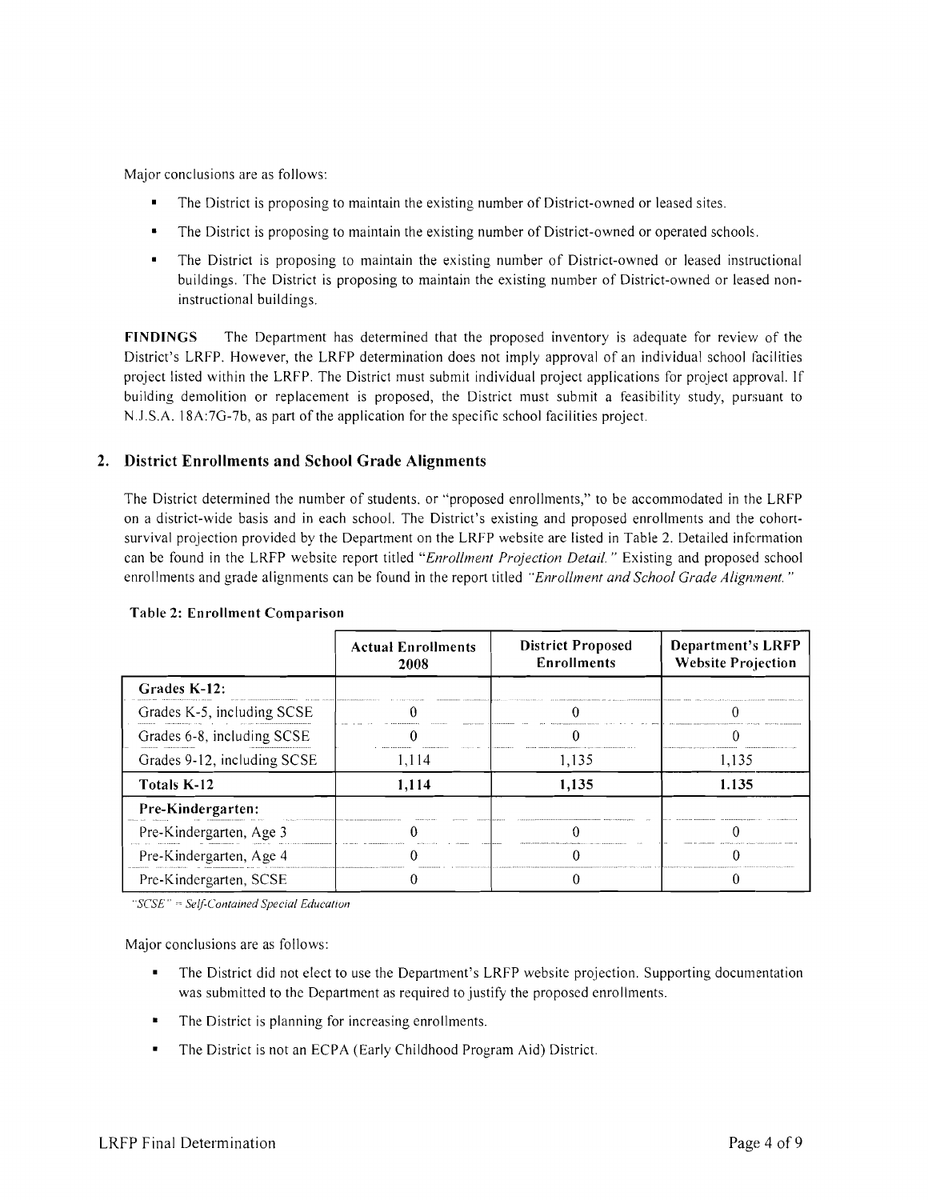Major conclusions are as follows:

- The District is proposing to maintain the existing number of District-owned or leased sites.
- The District is proposing to maintain the existing number of District-owned or operated schools.
- The District is proposing to maintain the existing number of District-owned or leased instructional buildings. The District is proposing to maintain the existing number of District-owned or leased non-instructional buildings.

**FINDINGS** The Department has determined that the proposed inventory is adequate for review of the District's LRFP. However, the LRFP determination does not imply approval of an individual school facilities project listed within the LRFP. The District must submit individual project applications for project approval. If building demolition or replacement is proposed, the District must submit a feasibility study, pursuant to N.J.S.A. 18A:7G-7b, as part of the application for the specific school facilities project.

## 2. District Enrollments and School Grade Alignments

The District determined the number of students, or "proposed enrollments," to be accommodated in the LRFP on a district-wide basis and in each school. The District's existing and proposed enrollments and the cohort-survival projection provided by the Department on the LRFP website are listed in Table 2. Detailed information can be found in the LRFP website report titled *"Enrollment Projection Detail."* Existing and proposed school enrollments and grade alignments can be found in the report titled *"Enrollment and School Grade Alignment."*

**Table 2: Enrollment Comparison**

| | Actual Enrollments 2008 | District Proposed Enrollments | Department's LRFP Website Projection |
|---|---|---|---|
| **Grades K-12:** | | | |
| Grades K-5, including SCSE | 0 | 0 | 0 |
| Grades 6-8, including SCSE | 0 | 0 | 0 |
| Grades 9-12, including SCSE | 1,114 | 1,135 | 1,135 |
| **Totals K-12** | **1,114** | **1,135** | **1.135** |
| **Pre-Kindergarten:** | | | |
| Pre-Kindergarten, Age 3 | 0 | 0 | 0 |
| Pre-Kindergarten, Age 4 | 0 | 0 | 0 |
| Pre-Kindergarten, SCSE | 0 | 0 | 0 |

*"SCSE" = Self-Contained Special Education*

Major conclusions are as follows:

- The District did not elect to use the Department's LRFP website projection. Supporting documentation was submitted to the Department as required to justify the proposed enrollments.
- The District is planning for increasing enrollments.
- The District is not an ECPA (Early Childhood Program Aid) District.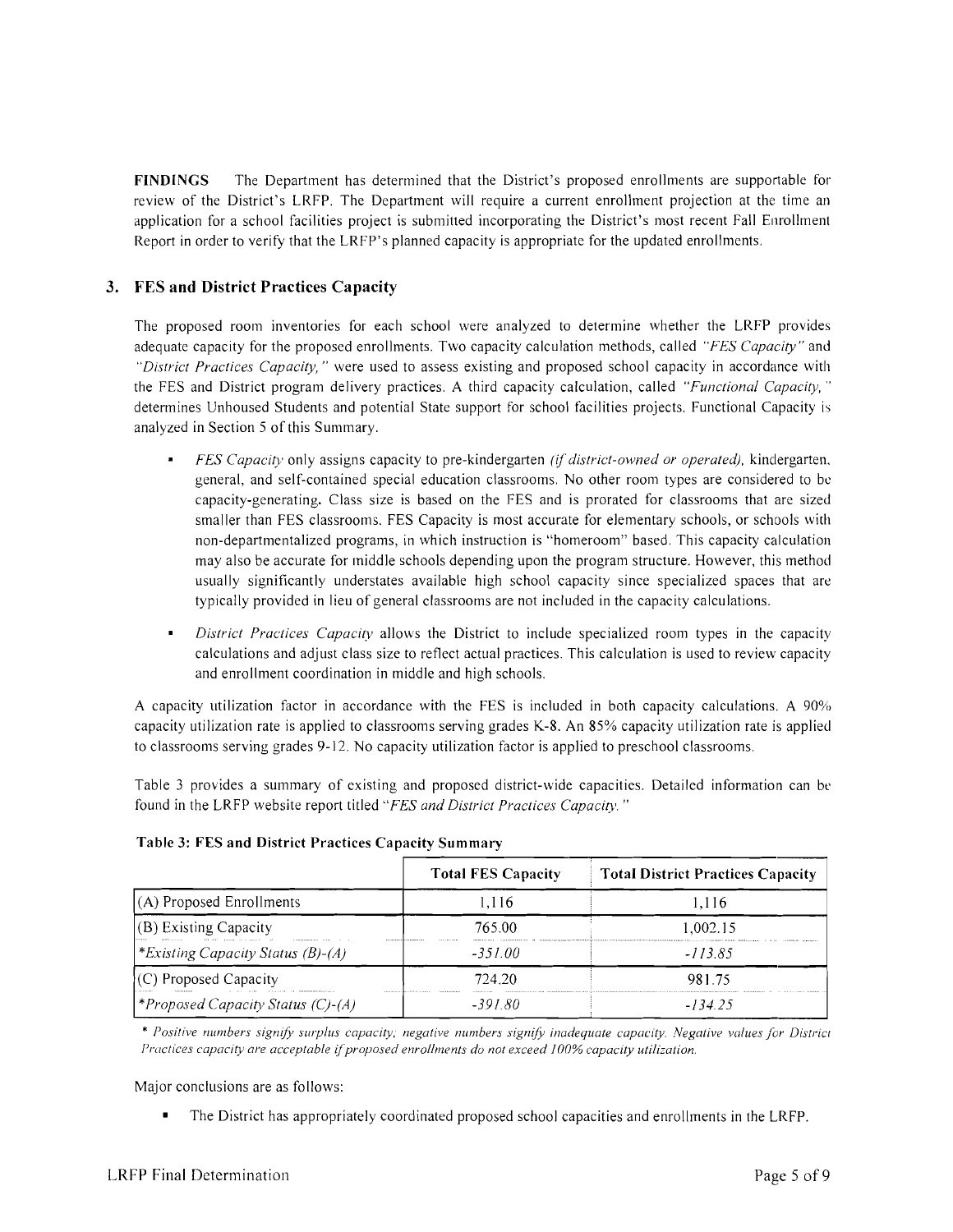**FINDINGS** The Department has determined that the District's proposed enrollments are supportable for review of the District's LRFP. The Department will require a current enrollment projection at the time an application for a school facilities project is submitted incorporating the District's most recent Fall Enrollment Report in order to verify that the LRFP's planned capacity is appropriate for the updated enrollments.

## 3. FES and District Practices Capacity

The proposed room inventories for each school were analyzed to determine whether the LRFP provides adequate capacity for the proposed enrollments. Two capacity calculation methods, called *"FES Capacity"* and *"District Practices Capacity,"* were used to assess existing and proposed school capacity in accordance with the FES and District program delivery practices. A third capacity calculation, called *"Functional Capacity,"* determines Unhoused Students and potential State support for school facilities projects. Functional Capacity is analyzed in Section 5 of this Summary.

- *FES Capacity* only assigns capacity to pre-kindergarten *(if district-owned or operated)*, kindergarten, general, and self-contained special education classrooms. No other room types are considered to be capacity-generating. Class size is based on the FES and is prorated for classrooms that are sized smaller than FES classrooms. FES Capacity is most accurate for elementary schools, or schools with non-departmentalized programs, in which instruction is "homeroom" based. This capacity calculation may also be accurate for middle schools depending upon the program structure. However, this method usually significantly understates available high school capacity since specialized spaces that are typically provided in lieu of general classrooms are not included in the capacity calculations.
- *District Practices Capacity* allows the District to include specialized room types in the capacity calculations and adjust class size to reflect actual practices. This calculation is used to review capacity and enrollment coordination in middle and high schools.

A capacity utilization factor in accordance with the FES is included in both capacity calculations. A 90% capacity utilization rate is applied to classrooms serving grades K-8. An 85% capacity utilization rate is applied to classrooms serving grades 9-12. No capacity utilization factor is applied to preschool classrooms.

Table 3 provides a summary of existing and proposed district-wide capacities. Detailed information can be found in the LRFP website report titled *"FES and District Practices Capacity."*

**Table 3: FES and District Practices Capacity Summary**

| | Total FES Capacity | Total District Practices Capacity |
|---|---|---|
| (A) Proposed Enrollments | 1,116 | 1,116 |
| (B) Existing Capacity | 765.00 | 1,002.15 |
| *\*Existing Capacity Status (B)-(A)* | *-351.00* | *-113.85* |
| (C) Proposed Capacity | 724.20 | 981.75 |
| *\*Proposed Capacity Status (C)-(A)* | *-391.80* | *-134.25* |

*\* Positive numbers signify surplus capacity; negative numbers signify inadequate capacity. Negative values for District Practices capacity are acceptable if proposed enrollments do not exceed 100% capacity utilization.*

Major conclusions are as follows:

- The District has appropriately coordinated proposed school capacities and enrollments in the LRFP.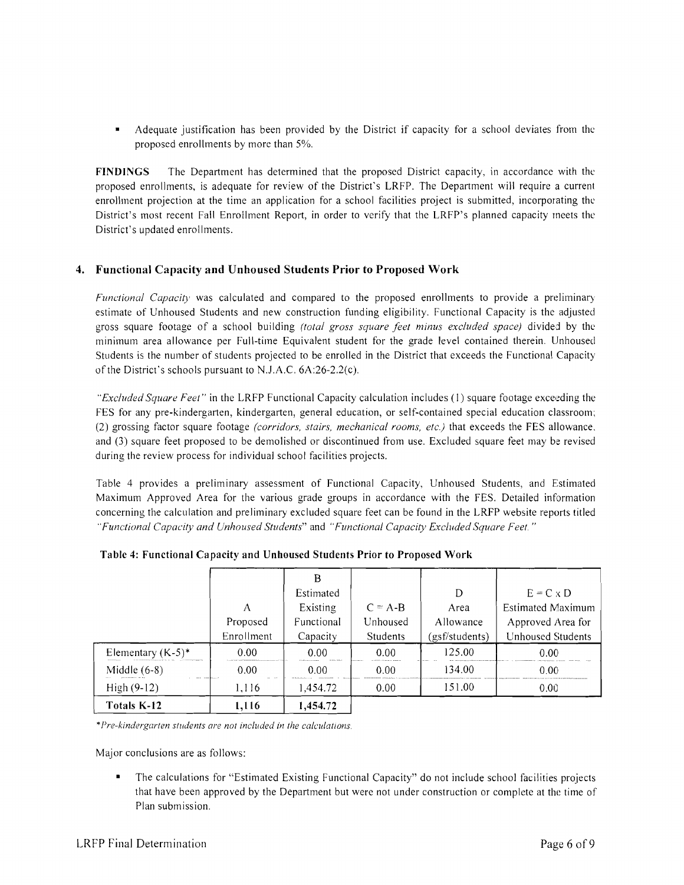- Adequate justification has been provided by the District if capacity for a school deviates from the proposed enrollments by more than 5%.

**FINDINGS** The Department has determined that the proposed District capacity, in accordance with the proposed enrollments, is adequate for review of the District's LRFP. The Department will require a current enrollment projection at the time an application for a school facilities project is submitted, incorporating the District's most recent Fall Enrollment Report, in order to verify that the LRFP's planned capacity meets the District's updated enrollments.

## 4. Functional Capacity and Unhoused Students Prior to Proposed Work

*Functional Capacity* was calculated and compared to the proposed enrollments to provide a preliminary estimate of Unhoused Students and new construction funding eligibility. Functional Capacity is the adjusted gross square footage of a school building *(total gross square feet minus excluded space)* divided by the minimum area allowance per Full-time Equivalent student for the grade level contained therein. Unhoused Students is the number of students projected to be enrolled in the District that exceeds the Functional Capacity of the District's schools pursuant to N.J.A.C. 6A:26-2.2(c).

*"Excluded Square Feet"* in the LRFP Functional Capacity calculation includes (1) square footage exceeding the FES for any pre-kindergarten, kindergarten, general education, or self-contained special education classroom; (2) grossing factor square footage *(corridors, stairs, mechanical rooms, etc.)* that exceeds the FES allowance, and (3) square feet proposed to be demolished or discontinued from use. Excluded square feet may be revised during the review process for individual school facilities projects.

Table 4 provides a preliminary assessment of Functional Capacity, Unhoused Students, and Estimated Maximum Approved Area for the various grade groups in accordance with the FES. Detailed information concerning the calculation and preliminary excluded square feet can be found in the LRFP website reports titled *"Functional Capacity and Unhoused Students"* and *"Functional Capacity Excluded Square Feet."*

**Table 4: Functional Capacity and Unhoused Students Prior to Proposed Work**

| | A Proposed Enrollment | B Estimated Existing Functional Capacity | C = A-B Unhoused Students | D Area Allowance (gsf/students) | E = C x D Estimated Maximum Approved Area for Unhoused Students |
|---|---|---|---|---|---|
| Elementary (K-5)* | 0.00 | 0.00 | 0.00 | 125.00 | 0.00 |
| Middle (6-8) | 0.00 | 0.00 | 0.00 | 134.00 | 0.00 |
| High (9-12) | 1,116 | 1,454.72 | 0.00 | 151.00 | 0.00 |
| **Totals K-12** | **1,116** | **1,454.72** | | | |

*\*Pre-kindergarten students are not included in the calculations.*

Major conclusions are as follows:

- The calculations for "Estimated Existing Functional Capacity" do not include school facilities projects that have been approved by the Department but were not under construction or complete at the time of Plan submission.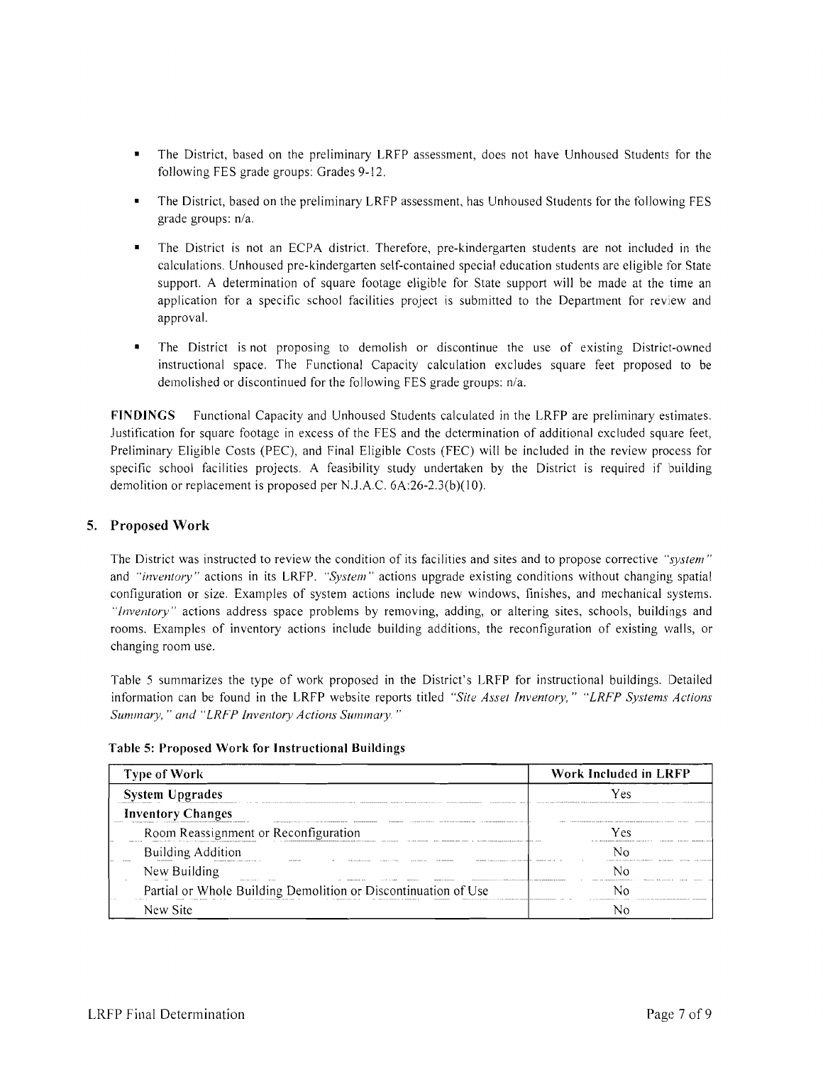- The District, based on the preliminary LRFP assessment, does not have Unhoused Students for the following FES grade groups: Grades 9-12.
- The District, based on the preliminary LRFP assessment, has Unhoused Students for the following FES grade groups: n/a.
- The District is not an ECPA district. Therefore, pre-kindergarten students are not included in the calculations. Unhoused pre-kindergarten self-contained special education students are eligible for State support. A determination of square footage eligible for State support will be made at the time an application for a specific school facilities project is submitted to the Department for review and approval.
- The District is not proposing to demolish or discontinue the use of existing District-owned instructional space. The Functional Capacity calculation excludes square feet proposed to be demolished or discontinued for the following FES grade groups: n/a.

**FINDINGS** Functional Capacity and Unhoused Students calculated in the LRFP are preliminary estimates. Justification for square footage in excess of the FES and the determination of additional excluded square feet, Preliminary Eligible Costs (PEC), and Final Eligible Costs (FEC) will be included in the review process for specific school facilities projects. A feasibility study undertaken by the District is required if building demolition or replacement is proposed per N.J.A.C. 6A:26-2.3(b)(10).

## 5. Proposed Work

The District was instructed to review the condition of its facilities and sites and to propose corrective *"system"* and *"inventory"* actions in its LRFP. *"System"* actions upgrade existing conditions without changing spatial configuration or size. Examples of system actions include new windows, finishes, and mechanical systems. *"Inventory"* actions address space problems by removing, adding, or altering sites, schools, buildings and rooms. Examples of inventory actions include building additions, the reconfiguration of existing walls, or changing room use.

Table 5 summarizes the type of work proposed in the District's LRFP for instructional buildings. Detailed information can be found in the LRFP website reports titled *"Site Asset Inventory," "LRFP Systems Actions Summary," and "LRFP Inventory Actions Summary."*

**Table 5: Proposed Work for Instructional Buildings**

| Type of Work | Work Included in LRFP |
|---|---|
| **System Upgrades** | Yes |
| **Inventory Changes** | |
| Room Reassignment or Reconfiguration | Yes |
| Building Addition | No |
| New Building | No |
| Partial or Whole Building Demolition or Discontinuation of Use | No |
| New Site | No |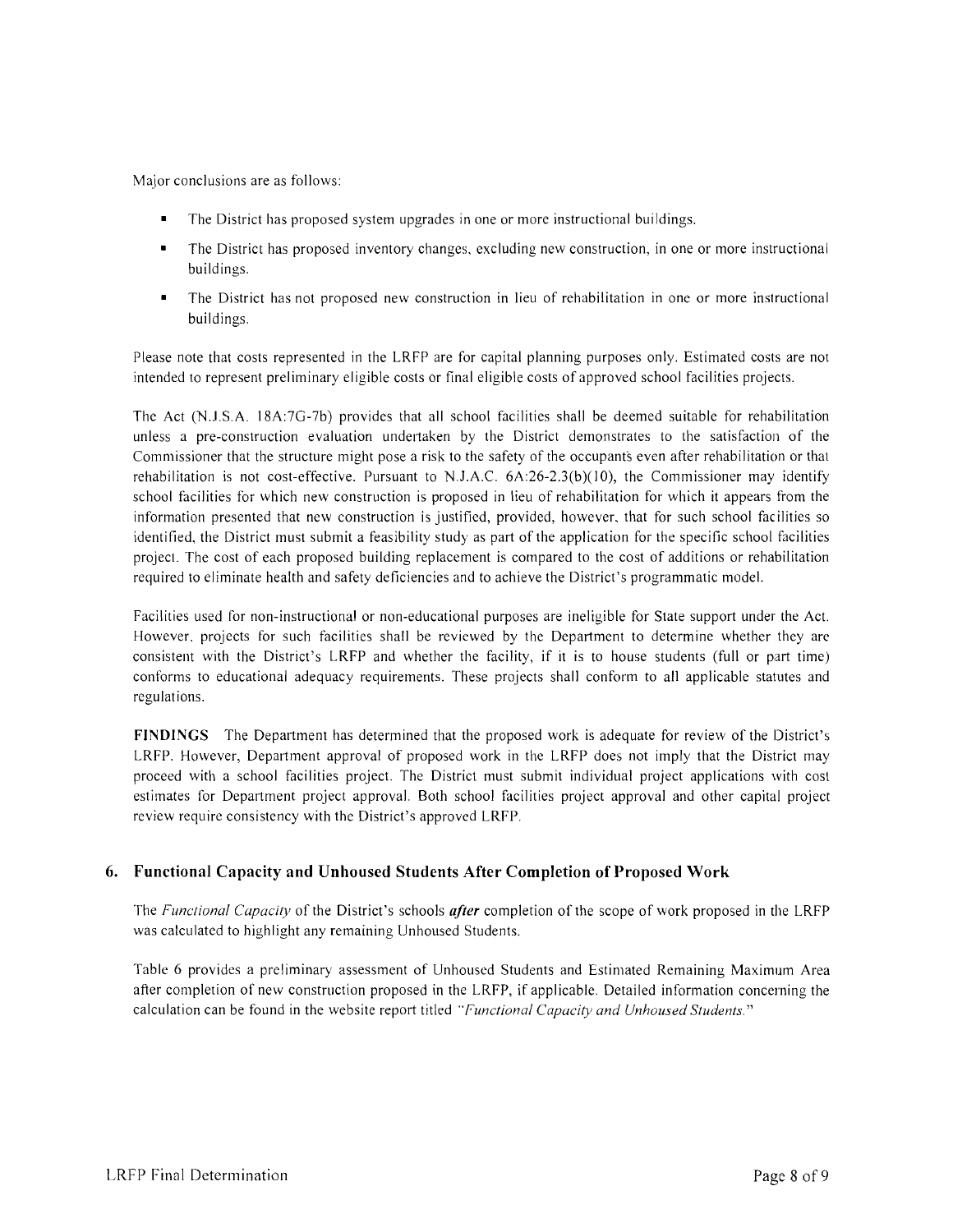Major conclusions are as follows:

- The District has proposed system upgrades in one or more instructional buildings.
- The District has proposed inventory changes, excluding new construction, in one or more instructional buildings.
- The District has not proposed new construction in lieu of rehabilitation in one or more instructional buildings.

Please note that costs represented in the LRFP are for capital planning purposes only. Estimated costs are not intended to represent preliminary eligible costs or final eligible costs of approved school facilities projects.

The Act (N.J.S.A. 18A:7G-7b) provides that all school facilities shall be deemed suitable for rehabilitation unless a pre-construction evaluation undertaken by the District demonstrates to the satisfaction of the Commissioner that the structure might pose a risk to the safety of the occupants even after rehabilitation or that rehabilitation is not cost-effective. Pursuant to N.J.A.C. 6A:26-2.3(b)(10), the Commissioner may identify school facilities for which new construction is proposed in lieu of rehabilitation for which it appears from the information presented that new construction is justified, provided, however, that for such school facilities so identified, the District must submit a feasibility study as part of the application for the specific school facilities project. The cost of each proposed building replacement is compared to the cost of additions or rehabilitation required to eliminate health and safety deficiencies and to achieve the District's programmatic model.

Facilities used for non-instructional or non-educational purposes are ineligible for State support under the Act. However, projects for such facilities shall be reviewed by the Department to determine whether they are consistent with the District's LRFP and whether the facility, if it is to house students (full or part time) conforms to educational adequacy requirements. These projects shall conform to all applicable statutes and regulations.

**FINDINGS** The Department has determined that the proposed work is adequate for review of the District's LRFP. However, Department approval of proposed work in the LRFP does not imply that the District may proceed with a school facilities project. The District must submit individual project applications with cost estimates for Department project approval. Both school facilities project approval and other capital project review require consistency with the District's approved LRFP.

## 6. Functional Capacity and Unhoused Students After Completion of Proposed Work

The *Functional Capacity* of the District's schools ***after*** completion of the scope of work proposed in the LRFP was calculated to highlight any remaining Unhoused Students.

Table 6 provides a preliminary assessment of Unhoused Students and Estimated Remaining Maximum Area after completion of new construction proposed in the LRFP, if applicable. Detailed information concerning the calculation can be found in the website report titled "*Functional Capacity and Unhoused Students.*"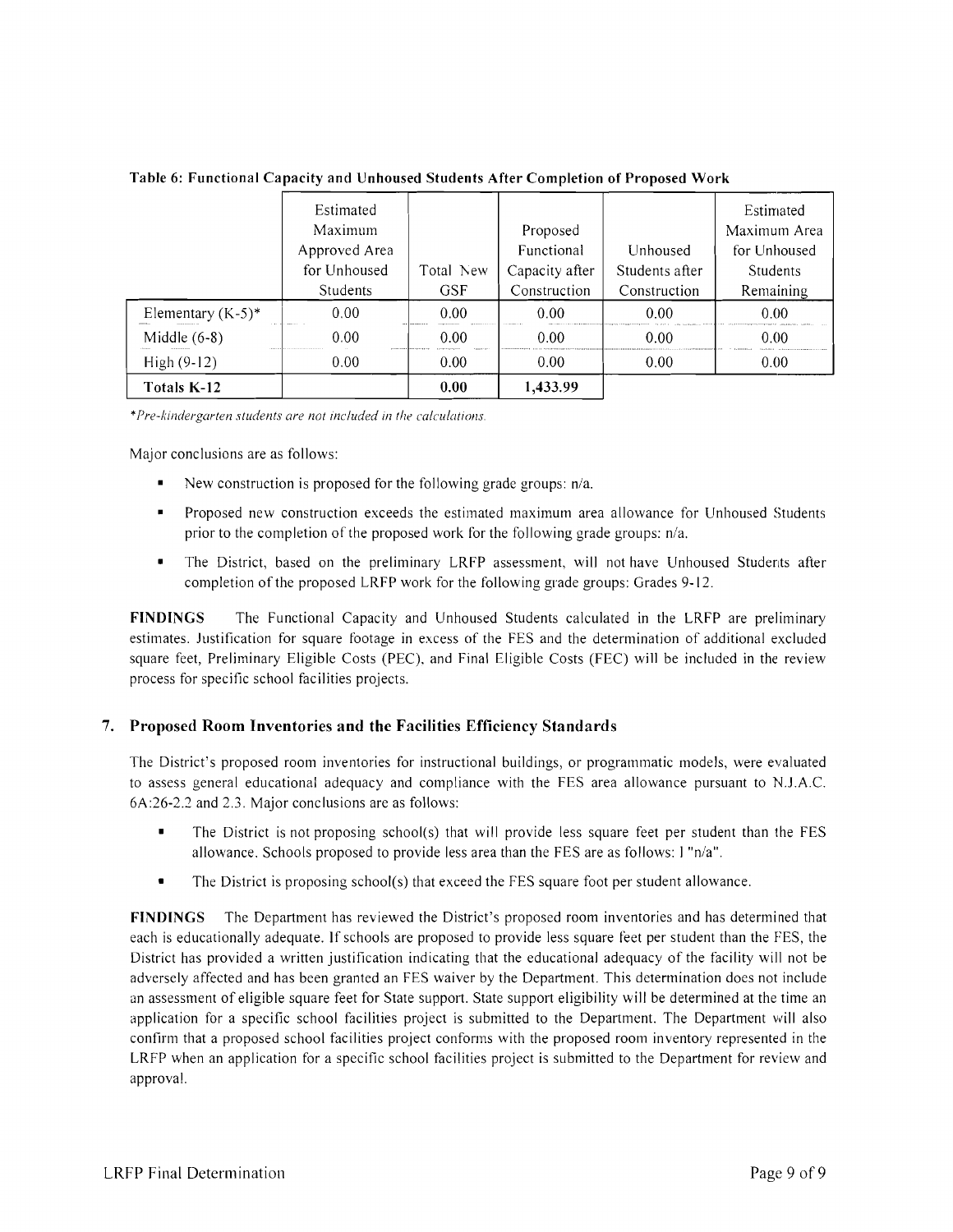**Table 6: Functional Capacity and Unhoused Students After Completion of Proposed Work**

| | Estimated Maximum Approved Area for Unhoused Students | Total New GSF | Proposed Functional Capacity after Construction | Unhoused Students after Construction | Estimated Maximum Area for Unhoused Students Remaining |
|---|---|---|---|---|---|
| Elementary (K-5)* | 0.00 | 0.00 | 0.00 | 0.00 | 0.00 |
| Middle (6-8) | 0.00 | 0.00 | 0.00 | 0.00 | 0.00 |
| High (9-12) | 0.00 | 0.00 | 0.00 | 0.00 | 0.00 |
| **Totals K-12** | | **0.00** | **1,433.99** | | |

*\*Pre-kindergarten students are not included in the calculations.*

Major conclusions are as follows:

- New construction is proposed for the following grade groups: n/a.
- Proposed new construction exceeds the estimated maximum area allowance for Unhoused Students prior to the completion of the proposed work for the following grade groups: n/a.
- The District, based on the preliminary LRFP assessment, will not have Unhoused Students after completion of the proposed LRFP work for the following grade groups: Grades 9-12.

**FINDINGS** The Functional Capacity and Unhoused Students calculated in the LRFP are preliminary estimates. Justification for square footage in excess of the FES and the determination of additional excluded square feet, Preliminary Eligible Costs (PEC), and Final Eligible Costs (FEC) will be included in the review process for specific school facilities projects.

## 7. Proposed Room Inventories and the Facilities Efficiency Standards

The District's proposed room inventories for instructional buildings, or programmatic models, were evaluated to assess general educational adequacy and compliance with the FES area allowance pursuant to N.J.A.C. 6A:26-2.2 and 2.3. Major conclusions are as follows:

- The District is not proposing school(s) that will provide less square feet per student than the FES allowance. Schools proposed to provide less area than the FES are as follows: l "n/a".
- The District is proposing school(s) that exceed the FES square foot per student allowance.

**FINDINGS** The Department has reviewed the District's proposed room inventories and has determined that each is educationally adequate. If schools are proposed to provide less square feet per student than the FES, the District has provided a written justification indicating that the educational adequacy of the facility will not be adversely affected and has been granted an FES waiver by the Department. This determination does not include an assessment of eligible square feet for State support. State support eligibility will be determined at the time an application for a specific school facilities project is submitted to the Department. The Department will also confirm that a proposed school facilities project conforms with the proposed room inventory represented in the LRFP when an application for a specific school facilities project is submitted to the Department for review and approval.